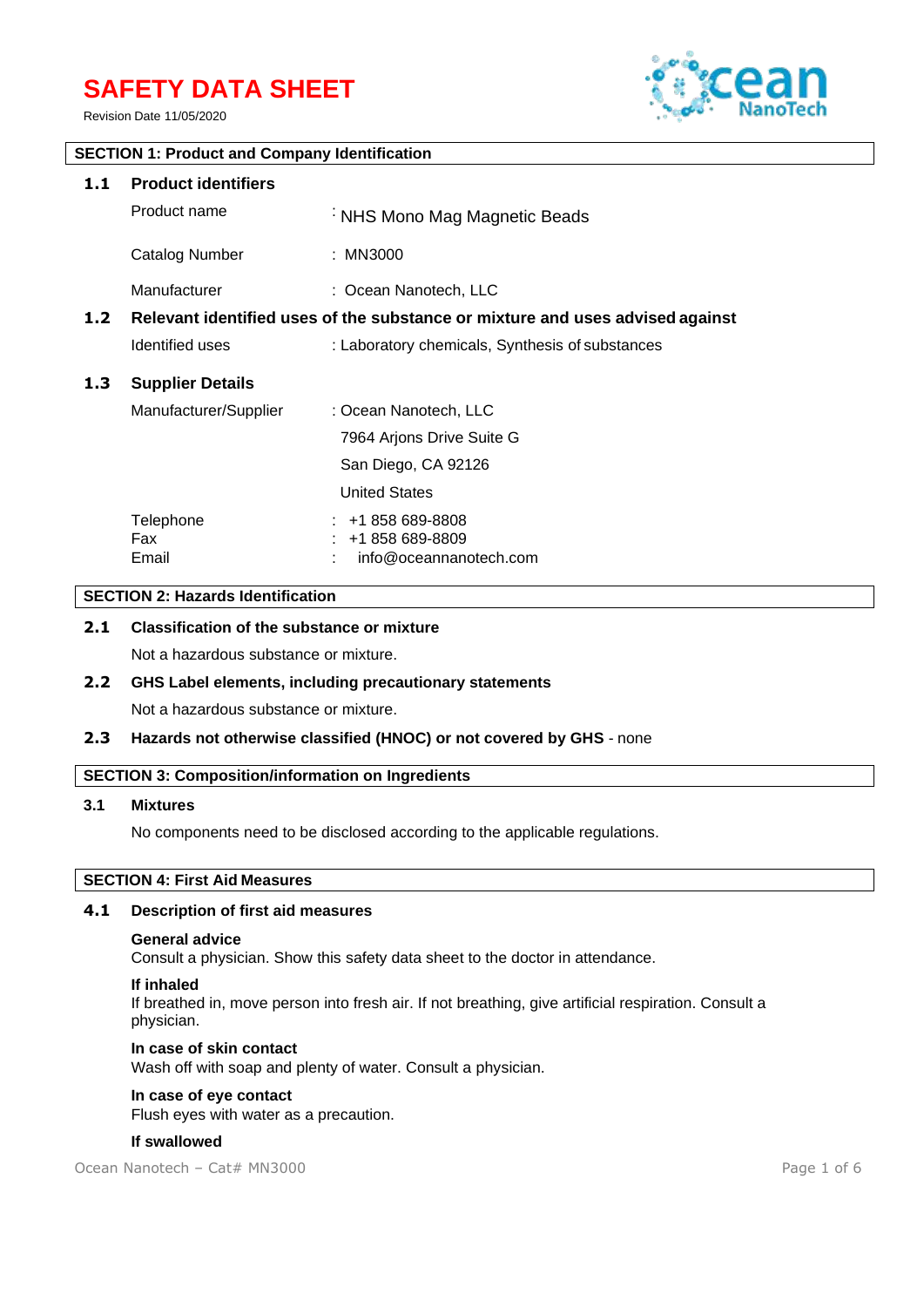# SAFETY DATA SHEET

Revision Date 11/05/2020

## SECTION 1: Product and Company Identification

### 1.1 Product identifiers

| | |
|---|---|
| Product name | : NHS Mono Mag Magnetic Beads |
| Catalog Number | : MN3000 |
| Manufacturer | : Ocean Nanotech, LLC |

### 1.2 Relevant identified uses of the substance or mixture and uses advised against

| | |
|---|---|
| Identified uses | : Laboratory chemicals, Synthesis of substances |

### 1.3 Supplier Details

| | |
|---|---|
| Manufacturer/Supplier | : Ocean Nanotech, LLC<br>7964 Arjons Drive Suite G<br>San Diego, CA 92126<br>United States |
| Telephone | : +1 858 689-8808 |
| Fax | : +1 858 689-8809 |
| Email | : info@oceannanotech.com |

## SECTION 2: Hazards Identification

### 2.1 Classification of the substance or mixture

Not a hazardous substance or mixture.

### 2.2 GHS Label elements, including precautionary statements

Not a hazardous substance or mixture.

### 2.3 Hazards not otherwise classified (HNOC) or not covered by GHS - none

## SECTION 3: Composition/information on Ingredients

### 3.1 Mixtures

No components need to be disclosed according to the applicable regulations.

## SECTION 4: First Aid Measures

### 4.1 Description of first aid measures

**General advice**
Consult a physician. Show this safety data sheet to the doctor in attendance.

**If inhaled**
If breathed in, move person into fresh air. If not breathing, give artificial respiration. Consult a physician.

**In case of skin contact**
Wash off with soap and plenty of water. Consult a physician.

**In case of eye contact**
Flush eyes with water as a precaution.

**If swallowed**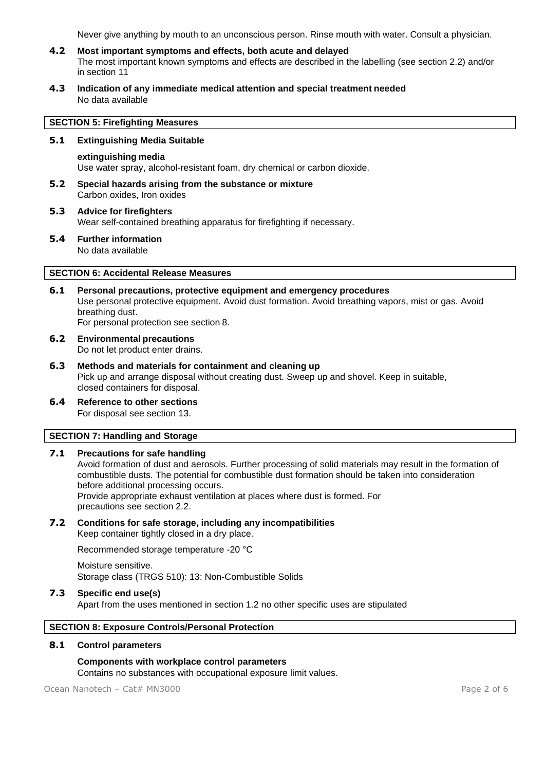Never give anything by mouth to an unconscious person. Rinse mouth with water. Consult a physician.

**4.2 Most important symptoms and effects, both acute and delayed**
The most important known symptoms and effects are described in the labelling (see section 2.2) and/or in section 11

**4.3 Indication of any immediate medical attention and special treatment needed**
No data available

## SECTION 5: Firefighting Measures

**5.1 Extinguishing Media Suitable**

**extinguishing media**
Use water spray, alcohol-resistant foam, dry chemical or carbon dioxide.

**5.2 Special hazards arising from the substance or mixture**
Carbon oxides, Iron oxides

**5.3 Advice for firefighters**
Wear self-contained breathing apparatus for firefighting if necessary.

**5.4 Further information**
No data available

## SECTION 6: Accidental Release Measures

**6.1 Personal precautions, protective equipment and emergency procedures**
Use personal protective equipment. Avoid dust formation. Avoid breathing vapors, mist or gas. Avoid breathing dust.
For personal protection see section 8.

**6.2 Environmental precautions**
Do not let product enter drains.

**6.3 Methods and materials for containment and cleaning up**
Pick up and arrange disposal without creating dust. Sweep up and shovel. Keep in suitable, closed containers for disposal.

**6.4 Reference to other sections**
For disposal see section 13.

## SECTION 7: Handling and Storage

**7.1 Precautions for safe handling**
Avoid formation of dust and aerosols. Further processing of solid materials may result in the formation of combustible dusts. The potential for combustible dust formation should be taken into consideration before additional processing occurs.
Provide appropriate exhaust ventilation at places where dust is formed. For precautions see section 2.2.

**7.2 Conditions for safe storage, including any incompatibilities**
Keep container tightly closed in a dry place.

Recommended storage temperature -20 °C

Moisture sensitive.
Storage class (TRGS 510): 13: Non-Combustible Solids

**7.3 Specific end use(s)**
Apart from the uses mentioned in section 1.2 no other specific uses are stipulated

## SECTION 8: Exposure Controls/Personal Protection

**8.1 Control parameters**

**Components with workplace control parameters**
Contains no substances with occupational exposure limit values.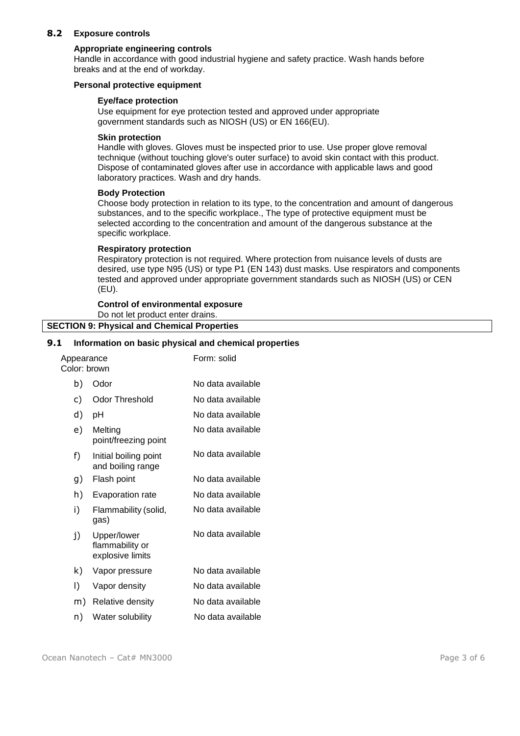## 8.2 Exposure controls

**Appropriate engineering controls**

Handle in accordance with good industrial hygiene and safety practice. Wash hands before breaks and at the end of workday.

**Personal protective equipment**

**Eye/face protection**

Use equipment for eye protection tested and approved under appropriate government standards such as NIOSH (US) or EN 166(EU).

**Skin protection**

Handle with gloves. Gloves must be inspected prior to use. Use proper glove removal technique (without touching glove's outer surface) to avoid skin contact with this product. Dispose of contaminated gloves after use in accordance with applicable laws and good laboratory practices. Wash and dry hands.

**Body Protection**

Choose body protection in relation to its type, to the concentration and amount of dangerous substances, and to the specific workplace., The type of protective equipment must be selected according to the concentration and amount of the dangerous substance at the specific workplace.

**Respiratory protection**

Respiratory protection is not required. Where protection from nuisance levels of dusts are desired, use type N95 (US) or type P1 (EN 143) dust masks. Use respirators and components tested and approved under appropriate government standards such as NIOSH (US) or CEN (EU).

**Control of environmental exposure**

Do not let product enter drains.

# SECTION 9: Physical and Chemical Properties

## 9.1 Information on basic physical and chemical properties

| Property | Value |
|---|---|
| Appearance<br>Color: brown | Form: solid |
| b) Odor | No data available |
| c) Odor Threshold | No data available |
| d) pH | No data available |
| e) Melting point/freezing point | No data available |
| f) Initial boiling point and boiling range | No data available |
| g) Flash point | No data available |
| h) Evaporation rate | No data available |
| i) Flammability (solid, gas) | No data available |
| j) Upper/lower flammability or explosive limits | No data available |
| k) Vapor pressure | No data available |
| l) Vapor density | No data available |
| m) Relative density | No data available |
| n) Water solubility | No data available |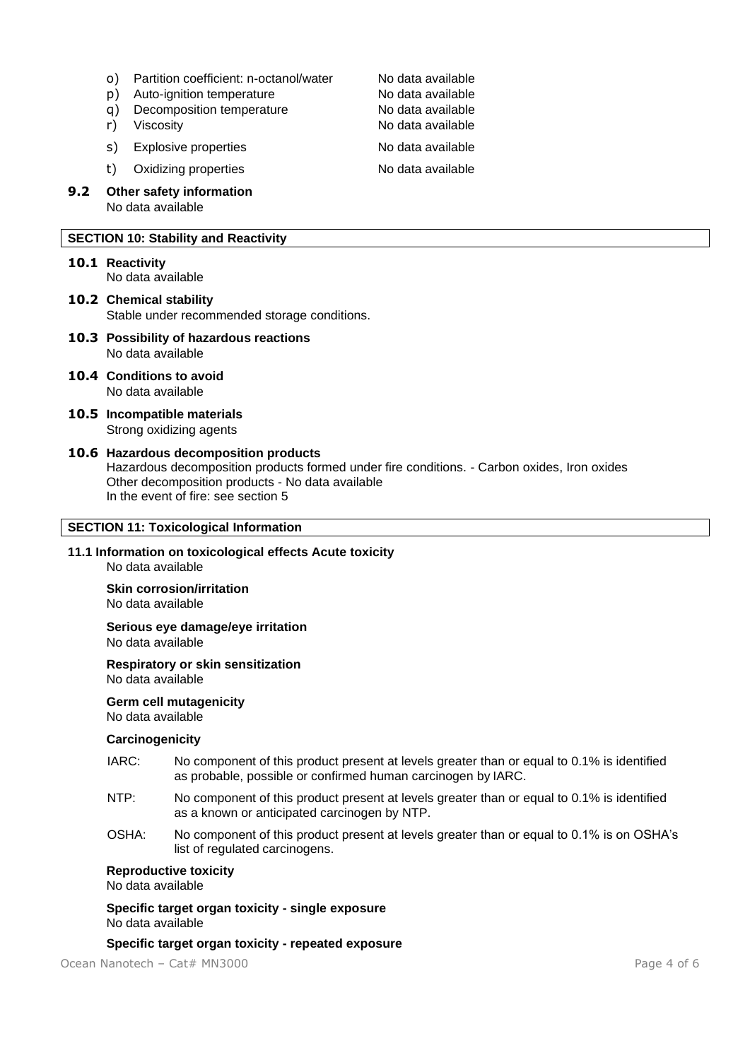| | | |
|---|---|---|
| o) | Partition coefficient: n-octanol/water | No data available |
| p) | Auto-ignition temperature | No data available |
| q) | Decomposition temperature | No data available |
| r) | Viscosity | No data available |
| s) | Explosive properties | No data available |
| t) | Oxidizing properties | No data available |

**9.2 Other safety information**
No data available

## SECTION 10: Stability and Reactivity

**10.1 Reactivity**
No data available

**10.2 Chemical stability**
Stable under recommended storage conditions.

**10.3 Possibility of hazardous reactions**
No data available

**10.4 Conditions to avoid**
No data available

**10.5 Incompatible materials**
Strong oxidizing agents

**10.6 Hazardous decomposition products**
Hazardous decomposition products formed under fire conditions. - Carbon oxides, Iron oxides
Other decomposition products - No data available
In the event of fire: see section 5

## SECTION 11: Toxicological Information

**11.1 Information on toxicological effects Acute toxicity**
No data available

**Skin corrosion/irritation**
No data available

**Serious eye damage/eye irritation**
No data available

**Respiratory or skin sensitization**
No data available

**Germ cell mutagenicity**
No data available

**Carcinogenicity**

IARC: No component of this product present at levels greater than or equal to 0.1% is identified as probable, possible or confirmed human carcinogen by IARC.

NTP: No component of this product present at levels greater than or equal to 0.1% is identified as a known or anticipated carcinogen by NTP.

OSHA: No component of this product present at levels greater than or equal to 0.1% is on OSHA's list of regulated carcinogens.

**Reproductive toxicity**
No data available

**Specific target organ toxicity - single exposure**
No data available

**Specific target organ toxicity - repeated exposure**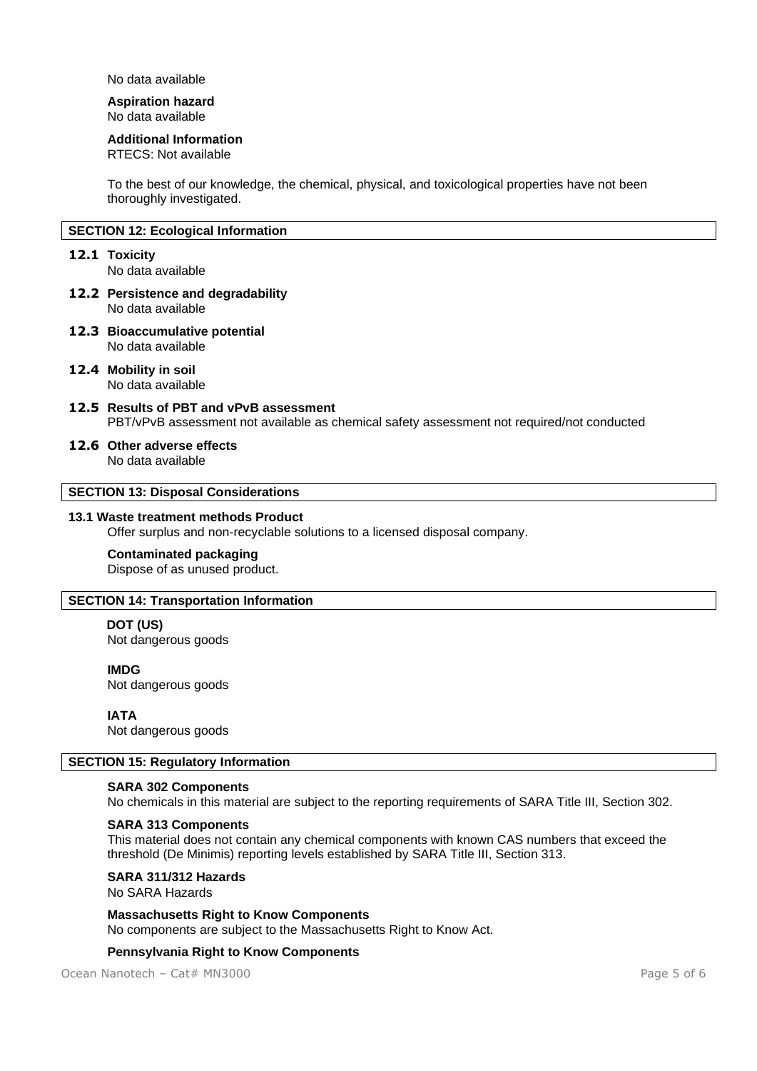No data available

**Aspiration hazard**
No data available

**Additional Information**
RTECS: Not available

To the best of our knowledge, the chemical, physical, and toxicological properties have not been thoroughly investigated.

## SECTION 12: Ecological Information

**12.1 Toxicity**
No data available

**12.2 Persistence and degradability**
No data available

**12.3 Bioaccumulative potential**
No data available

**12.4 Mobility in soil**
No data available

**12.5 Results of PBT and vPvB assessment**
PBT/vPvB assessment not available as chemical safety assessment not required/not conducted

**12.6 Other adverse effects**
No data available

## SECTION 13: Disposal Considerations

**13.1 Waste treatment methods Product**
Offer surplus and non-recyclable solutions to a licensed disposal company.

**Contaminated packaging**
Dispose of as unused product.

## SECTION 14: Transportation Information

**DOT (US)**
Not dangerous goods

**IMDG**
Not dangerous goods

**IATA**
Not dangerous goods

## SECTION 15: Regulatory Information

**SARA 302 Components**
No chemicals in this material are subject to the reporting requirements of SARA Title III, Section 302.

**SARA 313 Components**
This material does not contain any chemical components with known CAS numbers that exceed the threshold (De Minimis) reporting levels established by SARA Title III, Section 313.

**SARA 311/312 Hazards**
No SARA Hazards

**Massachusetts Right to Know Components**
No components are subject to the Massachusetts Right to Know Act.

**Pennsylvania Right to Know Components**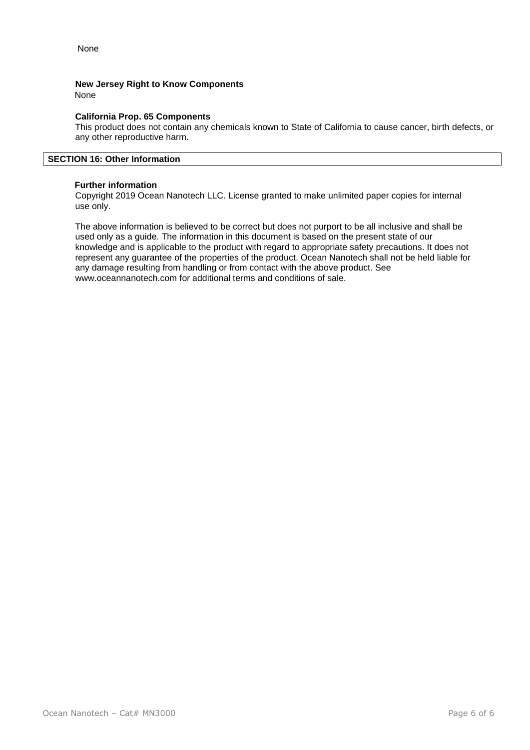None

**New Jersey Right to Know Components**

None

**California Prop. 65 Components**

This product does not contain any chemicals known to State of California to cause cancer, birth defects, or any other reproductive harm.

## SECTION 16: Other Information

**Further information**

Copyright 2019 Ocean Nanotech LLC. License granted to make unlimited paper copies for internal use only.

The above information is believed to be correct but does not purport to be all inclusive and shall be used only as a guide. The information in this document is based on the present state of our knowledge and is applicable to the product with regard to appropriate safety precautions. It does not represent any guarantee of the properties of the product. Ocean Nanotech shall not be held liable for any damage resulting from handling or from contact with the above product. See www.oceannanotech.com for additional terms and conditions of sale.